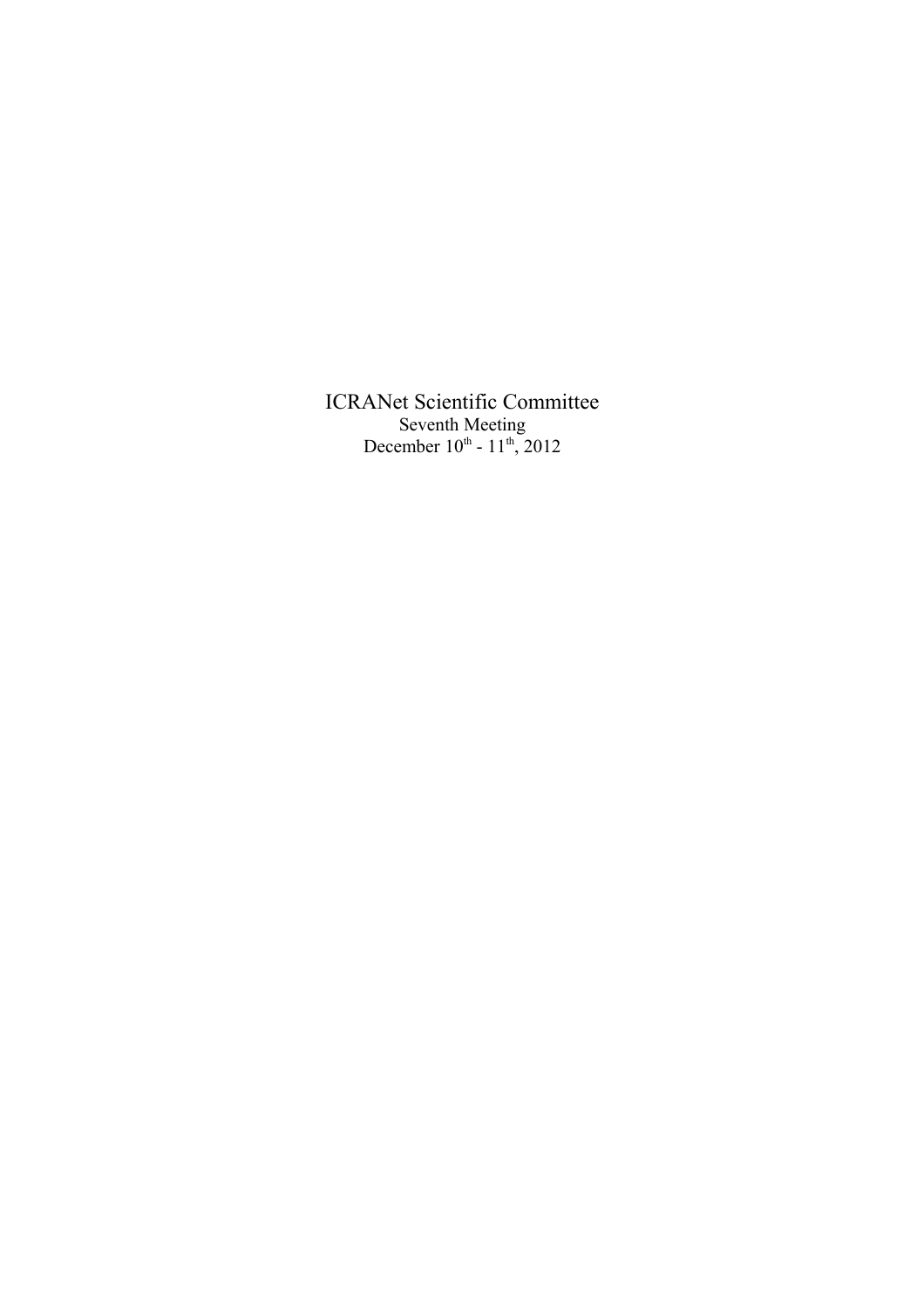# ICRANet Scientific Committee

Seventh Meeting

December 10th - 11th, 2012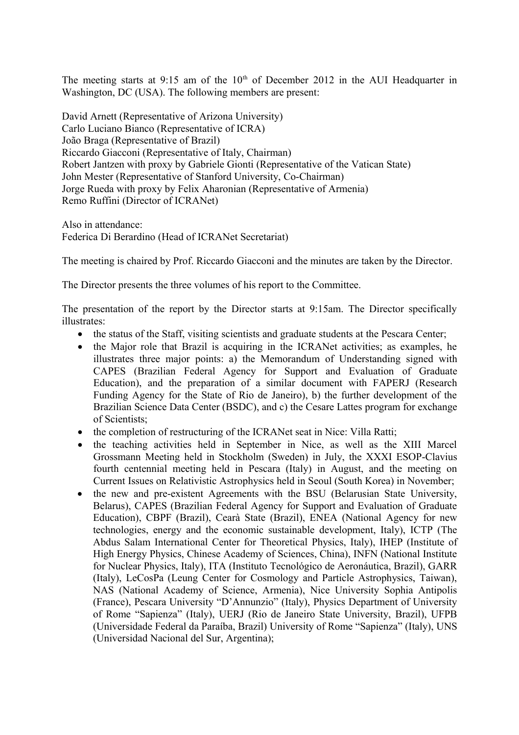The meeting starts at 9:15 am of the 10th of December 2012 in the AUI Headquarter in Washington, DC (USA). The following members are present:

David Arnett (Representative of Arizona University)
Carlo Luciano Bianco (Representative of ICRA)
João Braga (Representative of Brazil)
Riccardo Giacconi (Representative of Italy, Chairman)
Robert Jantzen with proxy by Gabriele Gionti (Representative of the Vatican State)
John Mester (Representative of Stanford University, Co-Chairman)
Jorge Rueda with proxy by Felix Aharonian (Representative of Armenia)
Remo Ruffini (Director of ICRANet)

Also in attendance:
Federica Di Berardino (Head of ICRANet Secretariat)

The meeting is chaired by Prof. Riccardo Giacconi and the minutes are taken by the Director.

The Director presents the three volumes of his report to the Committee.

The presentation of the report by the Director starts at 9:15am. The Director specifically illustrates:

- the status of the Staff, visiting scientists and graduate students at the Pescara Center;
- the Major role that Brazil is acquiring in the ICRANet activities; as examples, he illustrates three major points: a) the Memorandum of Understanding signed with CAPES (Brazilian Federal Agency for Support and Evaluation of Graduate Education), and the preparation of a similar document with FAPERJ (Research Funding Agency for the State of Rio de Janeiro), b) the further development of the Brazilian Science Data Center (BSDC), and c) the Cesare Lattes program for exchange of Scientists;
- the completion of restructuring of the ICRANet seat in Nice: Villa Ratti;
- the teaching activities held in September in Nice, as well as the XIII Marcel Grossmann Meeting held in Stockholm (Sweden) in July, the XXXI ESOP-Clavius fourth centennial meeting held in Pescara (Italy) in August, and the meeting on Current Issues on Relativistic Astrophysics held in Seoul (South Korea) in November;
- the new and pre-existent Agreements with the BSU (Belarusian State University, Belarus), CAPES (Brazilian Federal Agency for Support and Evaluation of Graduate Education), CBPF (Brazil), Cearà State (Brazil), ENEA (National Agency for new technologies, energy and the economic sustainable development, Italy), ICTP (The Abdus Salam International Center for Theoretical Physics, Italy), IHEP (Institute of High Energy Physics, Chinese Academy of Sciences, China), INFN (National Institute for Nuclear Physics, Italy), ITA (Instituto Tecnológico de Aeronáutica, Brazil), GARR (Italy), LeCosPa (Leung Center for Cosmology and Particle Astrophysics, Taiwan), NAS (National Academy of Science, Armenia), Nice University Sophia Antipolis (France), Pescara University "D'Annunzio" (Italy), Physics Department of University of Rome "Sapienza" (Italy), UERJ (Rio de Janeiro State University, Brazil), UFPB (Universidade Federal da Paraíba, Brazil) University of Rome "Sapienza" (Italy), UNS (Universidad Nacional del Sur, Argentina);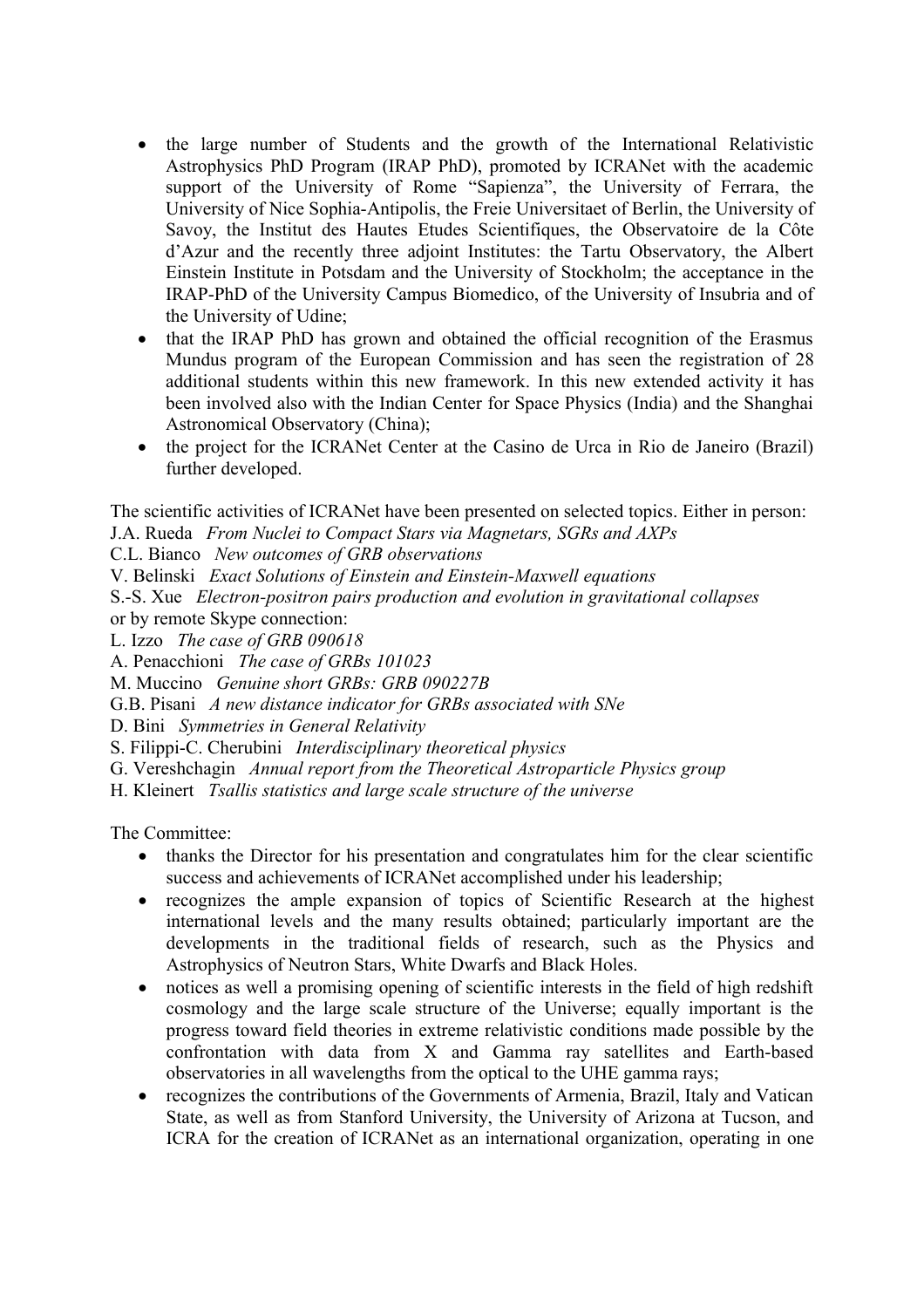- the large number of Students and the growth of the International Relativistic Astrophysics PhD Program (IRAP PhD), promoted by ICRANet with the academic support of the University of Rome "Sapienza", the University of Ferrara, the University of Nice Sophia-Antipolis, the Freie Universitaet of Berlin, the University of Savoy, the Institut des Hautes Etudes Scientifiques, the Observatoire de la Côte d'Azur and the recently three adjoint Institutes: the Tartu Observatory, the Albert Einstein Institute in Potsdam and the University of Stockholm; the acceptance in the IRAP-PhD of the University Campus Biomedico, of the University of Insubria and of the University of Udine;
- that the IRAP PhD has grown and obtained the official recognition of the Erasmus Mundus program of the European Commission and has seen the registration of 28 additional students within this new framework. In this new extended activity it has been involved also with the Indian Center for Space Physics (India) and the Shanghai Astronomical Observatory (China);
- the project for the ICRANet Center at the Casino de Urca in Rio de Janeiro (Brazil) further developed.

The scientific activities of ICRANet have been presented on selected topics. Either in person:
J.A. Rueda *From Nuclei to Compact Stars via Magnetars, SGRs and AXPs*
C.L. Bianco *New outcomes of GRB observations*
V. Belinski *Exact Solutions of Einstein and Einstein-Maxwell equations*
S.-S. Xue *Electron-positron pairs production and evolution in gravitational collapses*
or by remote Skype connection:
L. Izzo *The case of GRB 090618*
A. Penacchioni *The case of GRBs 101023*
M. Muccino *Genuine short GRBs: GRB 090227B*
G.B. Pisani *A new distance indicator for GRBs associated with SNe*
D. Bini *Symmetries in General Relativity*
S. Filippi-C. Cherubini *Interdisciplinary theoretical physics*
G. Vereshchagin *Annual report from the Theoretical Astroparticle Physics group*
H. Kleinert *Tsallis statistics and large scale structure of the universe*

The Committee:

- thanks the Director for his presentation and congratulates him for the clear scientific success and achievements of ICRANet accomplished under his leadership;
- recognizes the ample expansion of topics of Scientific Research at the highest international levels and the many results obtained; particularly important are the developments in the traditional fields of research, such as the Physics and Astrophysics of Neutron Stars, White Dwarfs and Black Holes.
- notices as well a promising opening of scientific interests in the field of high redshift cosmology and the large scale structure of the Universe; equally important is the progress toward field theories in extreme relativistic conditions made possible by the confrontation with data from X and Gamma ray satellites and Earth-based observatories in all wavelengths from the optical to the UHE gamma rays;
- recognizes the contributions of the Governments of Armenia, Brazil, Italy and Vatican State, as well as from Stanford University, the University of Arizona at Tucson, and ICRA for the creation of ICRANet as an international organization, operating in one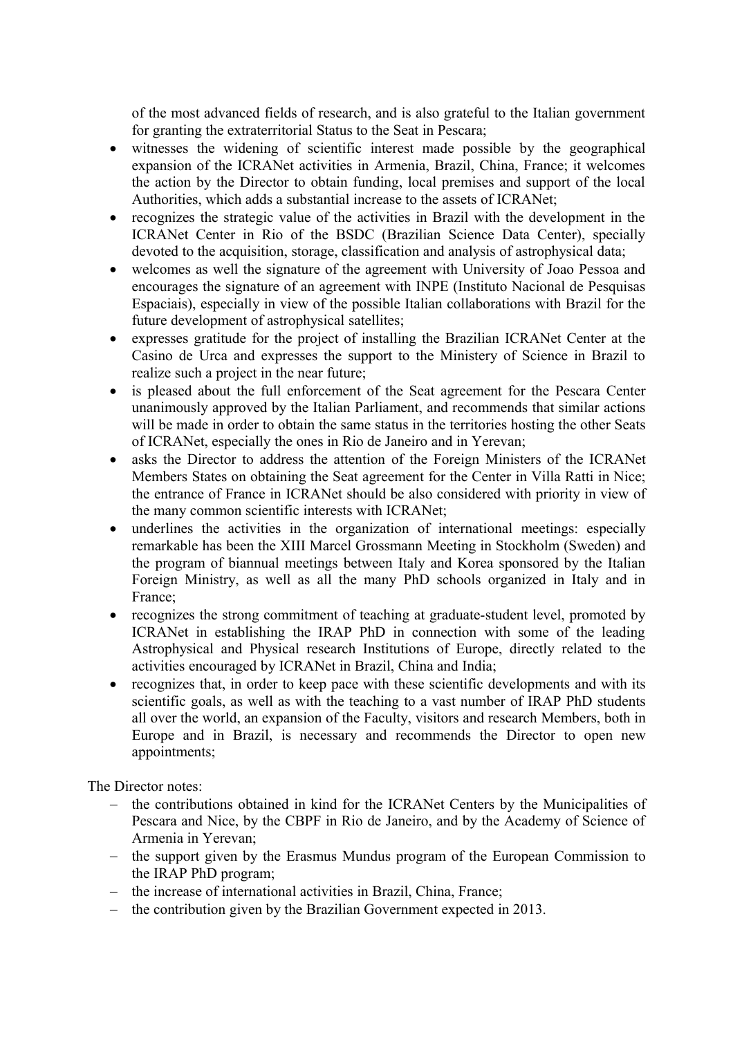of the most advanced fields of research, and is also grateful to the Italian government for granting the extraterritorial Status to the Seat in Pescara;

- witnesses the widening of scientific interest made possible by the geographical expansion of the ICRANet activities in Armenia, Brazil, China, France; it welcomes the action by the Director to obtain funding, local premises and support of the local Authorities, which adds a substantial increase to the assets of ICRANet;
- recognizes the strategic value of the activities in Brazil with the development in the ICRANet Center in Rio of the BSDC (Brazilian Science Data Center), specially devoted to the acquisition, storage, classification and analysis of astrophysical data;
- welcomes as well the signature of the agreement with University of Joao Pessoa and encourages the signature of an agreement with INPE (Instituto Nacional de Pesquisas Espaciais), especially in view of the possible Italian collaborations with Brazil for the future development of astrophysical satellites;
- expresses gratitude for the project of installing the Brazilian ICRANet Center at the Casino de Urca and expresses the support to the Ministery of Science in Brazil to realize such a project in the near future;
- is pleased about the full enforcement of the Seat agreement for the Pescara Center unanimously approved by the Italian Parliament, and recommends that similar actions will be made in order to obtain the same status in the territories hosting the other Seats of ICRANet, especially the ones in Rio de Janeiro and in Yerevan;
- asks the Director to address the attention of the Foreign Ministers of the ICRANet Members States on obtaining the Seat agreement for the Center in Villa Ratti in Nice; the entrance of France in ICRANet should be also considered with priority in view of the many common scientific interests with ICRANet;
- underlines the activities in the organization of international meetings: especially remarkable has been the XIII Marcel Grossmann Meeting in Stockholm (Sweden) and the program of biannual meetings between Italy and Korea sponsored by the Italian Foreign Ministry, as well as all the many PhD schools organized in Italy and in France;
- recognizes the strong commitment of teaching at graduate-student level, promoted by ICRANet in establishing the IRAP PhD in connection with some of the leading Astrophysical and Physical research Institutions of Europe, directly related to the activities encouraged by ICRANet in Brazil, China and India;
- recognizes that, in order to keep pace with these scientific developments and with its scientific goals, as well as with the teaching to a vast number of IRAP PhD students all over the world, an expansion of the Faculty, visitors and research Members, both in Europe and in Brazil, is necessary and recommends the Director to open new appointments;

The Director notes:

- the contributions obtained in kind for the ICRANet Centers by the Municipalities of Pescara and Nice, by the CBPF in Rio de Janeiro, and by the Academy of Science of Armenia in Yerevan;
- the support given by the Erasmus Mundus program of the European Commission to the IRAP PhD program;
- the increase of international activities in Brazil, China, France;
- the contribution given by the Brazilian Government expected in 2013.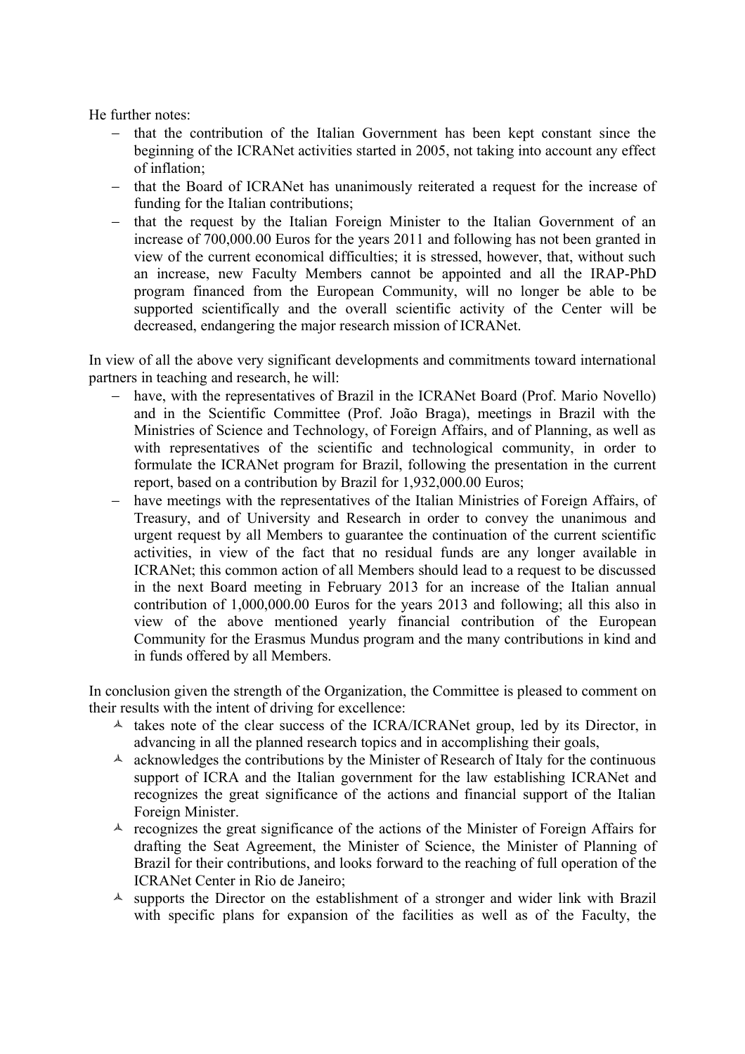He further notes:

- that the contribution of the Italian Government has been kept constant since the beginning of the ICRANet activities started in 2005, not taking into account any effect of inflation;
- that the Board of ICRANet has unanimously reiterated a request for the increase of funding for the Italian contributions;
- that the request by the Italian Foreign Minister to the Italian Government of an increase of 700,000.00 Euros for the years 2011 and following has not been granted in view of the current economical difficulties; it is stressed, however, that, without such an increase, new Faculty Members cannot be appointed and all the IRAP-PhD program financed from the European Community, will no longer be able to be supported scientifically and the overall scientific activity of the Center will be decreased, endangering the major research mission of ICRANet.

In view of all the above very significant developments and commitments toward international partners in teaching and research, he will:

- have, with the representatives of Brazil in the ICRANet Board (Prof. Mario Novello) and in the Scientific Committee (Prof. João Braga), meetings in Brazil with the Ministries of Science and Technology, of Foreign Affairs, and of Planning, as well as with representatives of the scientific and technological community, in order to formulate the ICRANet program for Brazil, following the presentation in the current report, based on a contribution by Brazil for 1,932,000.00 Euros;
- have meetings with the representatives of the Italian Ministries of Foreign Affairs, of Treasury, and of University and Research in order to convey the unanimous and urgent request by all Members to guarantee the continuation of the current scientific activities, in view of the fact that no residual funds are any longer available in ICRANet; this common action of all Members should lead to a request to be discussed in the next Board meeting in February 2013 for an increase of the Italian annual contribution of 1,000,000.00 Euros for the years 2013 and following; all this also in view of the above mentioned yearly financial contribution of the European Community for the Erasmus Mundus program and the many contributions in kind and in funds offered by all Members.

In conclusion given the strength of the Organization, the Committee is pleased to comment on their results with the intent of driving for excellence:

- takes note of the clear success of the ICRA/ICRANet group, led by its Director, in advancing in all the planned research topics and in accomplishing their goals,
- acknowledges the contributions by the Minister of Research of Italy for the continuous support of ICRA and the Italian government for the law establishing ICRANet and recognizes the great significance of the actions and financial support of the Italian Foreign Minister.
- recognizes the great significance of the actions of the Minister of Foreign Affairs for drafting the Seat Agreement, the Minister of Science, the Minister of Planning of Brazil for their contributions, and looks forward to the reaching of full operation of the ICRANet Center in Rio de Janeiro;
- supports the Director on the establishment of a stronger and wider link with Brazil with specific plans for expansion of the facilities as well as of the Faculty, the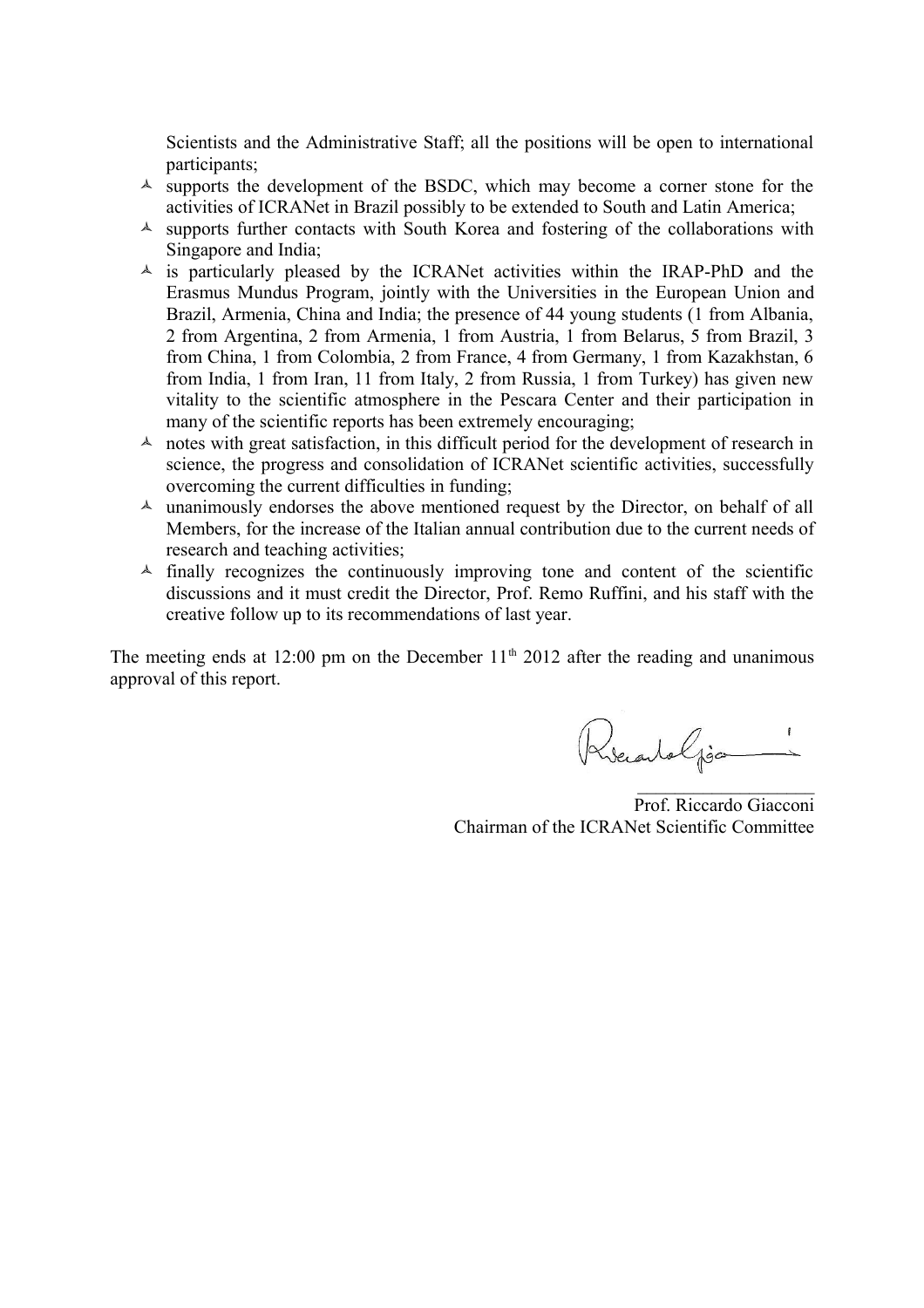Scientists and the Administrative Staff; all the positions will be open to international participants;

- supports the development of the BSDC, which may become a corner stone for the activities of ICRANet in Brazil possibly to be extended to South and Latin America;
- supports further contacts with South Korea and fostering of the collaborations with Singapore and India;
- is particularly pleased by the ICRANet activities within the IRAP-PhD and the Erasmus Mundus Program, jointly with the Universities in the European Union and Brazil, Armenia, China and India; the presence of 44 young students (1 from Albania, 2 from Argentina, 2 from Armenia, 1 from Austria, 1 from Belarus, 5 from Brazil, 3 from China, 1 from Colombia, 2 from France, 4 from Germany, 1 from Kazakhstan, 6 from India, 1 from Iran, 11 from Italy, 2 from Russia, 1 from Turkey) has given new vitality to the scientific atmosphere in the Pescara Center and their participation in many of the scientific reports has been extremely encouraging;
- notes with great satisfaction, in this difficult period for the development of research in science, the progress and consolidation of ICRANet scientific activities, successfully overcoming the current difficulties in funding;
- unanimously endorses the above mentioned request by the Director, on behalf of all Members, for the increase of the Italian annual contribution due to the current needs of research and teaching activities;
- finally recognizes the continuously improving tone and content of the scientific discussions and it must credit the Director, Prof. Remo Ruffini, and his staff with the creative follow up to its recommendations of last year.

The meeting ends at 12:00 pm on the December 11th 2012 after the reading and unanimous approval of this report.

Prof. Riccardo Giacconi
Chairman of the ICRANet Scientific Committee